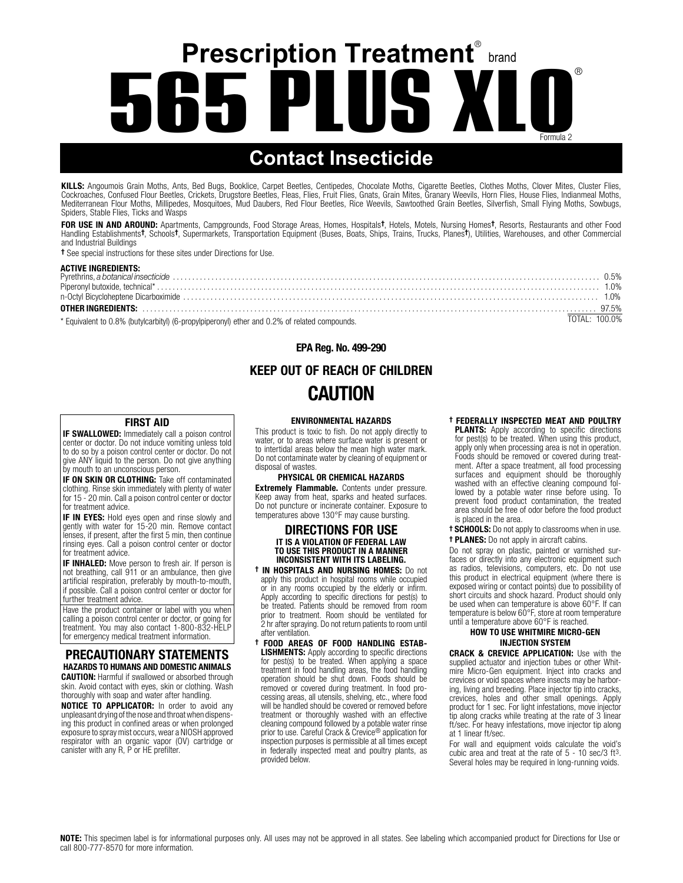# Prescription Treatment® brand

# 565 PLUS XLO®

Formula 2

## Contact Insecticide

**KILLS:** Angoumois Grain Moths, Ants, Bed Bugs, Booklice, Carpet Beetles, Centipedes, Chocolate Moths, Cigarette Beetles, Clothes Moths, Clover Mites, Cluster Flies, Cockroaches, Confused Flour Beetles, Crickets, Drugstore Beetles, Fleas, Flies, Fruit Flies, Gnats, Grain Mites, Granary Weevils, Horn Flies, House Flies, Indianmeal Moths, Mediterranean Flour Moths, Millipedes, Mosquitoes, Mud Daubers, Red Flour Beetles, Rice Weevils, Sawtoothed Grain Beetles, Silverfish, Small Flying Moths, Sowbugs, Spiders, Stable Flies, Ticks and Wasps

**FOR USE IN AND AROUND:** Apartments, Campgrounds, Food Storage Areas, Homes, Hospitals†, Hotels, Motels, Nursing Homes†, Resorts, Restaurants and other Food Handling Establishments†, Schools†, Supermarkets, Transportation Equipment (Buses, Boats, Ships, Trains, Trucks, Planes†), Utilities, Warehouses, and other Commercial and Industrial Buildings

† See special instructions for these sites under Directions for Use.

**ACTIVE INGREDIENTS:**

| | |
|---|---|
| Pyrethrins, *a botanical insecticide* | 0.5% |
| Piperonyl butoxide, technical* | 1.0% |
| n-Octyl Bicycloheptene Dicarboximide | 1.0% |
| **OTHER INGREDIENTS:** | 97.5% |
| | TOTAL: 100.0% |

* Equivalent to 0.8% (butylcarbityl) (6-propylpiperonyl) ether and 0.2% of related compounds.

**EPA Reg. No. 499-290**

### KEEP OUT OF REACH OF CHILDREN

## CAUTION

### FIRST AID

**IF SWALLOWED:** Immediately call a poison control center or doctor. Do not induce vomiting unless told to do so by a poison control center or doctor. Do not give ANY liquid to the person. Do not give anything by mouth to an unconscious person.

**IF ON SKIN OR CLOTHING:** Take off contaminated clothing. Rinse skin immediately with plenty of water for 15 - 20 min. Call a poison control center or doctor for treatment advice.

**IF IN EYES:** Hold eyes open and rinse slowly and gently with water for 15-20 min. Remove contact lenses, if present, after the first 5 min, then continue rinsing eyes. Call a poison control center or doctor for treatment advice.

**IF INHALED:** Move person to fresh air. If person is not breathing, call 911 or an ambulance, then give artificial respiration, preferably by mouth-to-mouth, if possible. Call a poison control center or doctor for further treatment advice.

Have the product container or label with you when calling a poison control center or doctor, or going for treatment. You may also contact 1-800-832-HELP for emergency medical treatment information.

### PRECAUTIONARY STATEMENTS

**HAZARDS TO HUMANS AND DOMESTIC ANIMALS**

**CAUTION:** Harmful if swallowed or absorbed through skin. Avoid contact with eyes, skin or clothing. Wash thoroughly with soap and water after handling.

**NOTICE TO APPLICATOR:** In order to avoid any unpleasant drying of the nose and throat when dispensing this product in confined areas or when prolonged exposure to spray mist occurs, wear a NIOSH approved respirator with an organic vapor (OV) cartridge or canister with any R, P or HE prefilter.

**ENVIRONMENTAL HAZARDS**

This product is toxic to fish. Do not apply directly to water, or to areas where surface water is present or to intertidal areas below the mean high water mark. Do not contaminate water by cleaning of equipment or disposal of wastes.

**PHYSICAL OR CHEMICAL HAZARDS**

**Extremely Flammable.** Contents under pressure. Keep away from heat, sparks and heated surfaces. Do not puncture or incinerate container. Exposure to temperatures above 130°F may cause bursting.

### DIRECTIONS FOR USE

**IT IS A VIOLATION OF FEDERAL LAW TO USE THIS PRODUCT IN A MANNER INCONSISTENT WITH ITS LABELING.**

**† IN HOSPITALS AND NURSING HOMES:** Do not apply this product in hospital rooms while occupied or in any rooms occupied by the elderly or infirm. Apply according to specific directions for pest(s) to be treated. Patients should be removed from room prior to treatment. Room should be ventilated for 2 hr after spraying. Do not return patients to room until after ventilation.

**† FOOD AREAS OF FOOD HANDLING ESTABLISHMENTS:** Apply according to specific directions for pest(s) to be treated. When applying a space treatment in food handling areas, the food handling operation should be shut down. Foods should be removed or covered during treatment. In food processing areas, all utensils, shelving, etc., where food will be handled should be covered or removed before treatment or thoroughly washed with an effective cleaning compound followed by a potable water rinse prior to use. Careful Crack & Crevice® application for inspection purposes is permissible at all times except in federally inspected meat and poultry plants, as provided below.

**† FEDERALLY INSPECTED MEAT AND POULTRY PLANTS:** Apply according to specific directions for pest(s) to be treated. When using this product, apply only when processing area is not in operation. Foods should be removed or covered during treatment. After a space treatment, all food processing surfaces and equipment should be thoroughly washed with an effective cleaning compound followed by a potable water rinse before using. To prevent food product contamination, the treated area should be free of odor before the food product is placed in the area.

**† SCHOOLS:** Do not apply to classrooms when in use.

**† PLANES:** Do not apply in aircraft cabins.

Do not spray on plastic, painted or varnished surfaces or directly into any electronic equipment such as radios, televisions, computers, etc. Do not use this product in electrical equipment (where there is exposed wiring or contact points) due to possibility of short circuits and shock hazard. Product should only be used when can temperature is above 60°F. If can temperature is below 60°F, store at room temperature until a temperature above 60°F is reached.

**HOW TO USE WHITMIRE MICRO-GEN INJECTION SYSTEM**

**CRACK & CREVICE APPLICATION:** Use with the supplied actuator and injection tubes or other Whitmire Micro-Gen equipment. Inject into cracks and crevices or void spaces where insects may be harboring, living and breeding. Place injector tip into cracks, crevices, holes and other small openings. Apply product for 1 sec. For light infestations, move injector tip along cracks while treating at the rate of 3 linear ft/sec. For heavy infestations, move injector tip along at 1 linear ft/sec.

For wall and equipment voids calculate the void's cubic area and treat at the rate of 5 - 10 sec/3 $ft^3$. Several holes may be required in long-running voids.

**NOTE:** This specimen label is for informational purposes only. All uses may not be approved in all states. See labeling which accompanied product for Directions for Use or call 800-777-8570 for more information.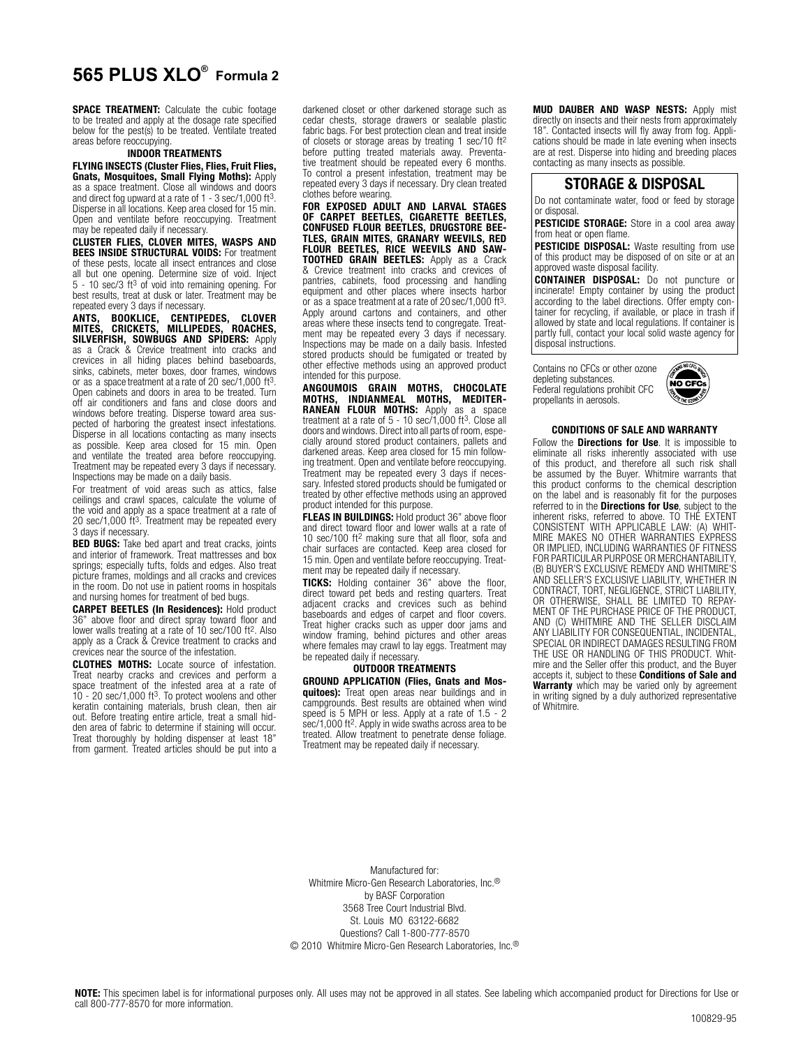# 565 PLUS XLO® Formula 2

**SPACE TREATMENT:** Calculate the cubic footage to be treated and apply at the dosage rate specified below for the pest(s) to be treated. Ventilate treated areas before reoccupying.

### INDOOR TREATMENTS

**FLYING INSECTS (Cluster Flies, Flies, Fruit Flies, Gnats, Mosquitoes, Small Flying Moths):** Apply as a space treatment. Close all windows and doors and direct fog upward at a rate of 1 - 3 sec/1,000 $ft^3$. Disperse in all locations. Keep area closed for 15 min. Open and ventilate before reoccupying. Treatment may be repeated daily if necessary.

**CLUSTER FLIES, CLOVER MITES, WASPS AND BEES INSIDE STRUCTURAL VOIDS:** For treatment of these pests, locate all insect entrances and close all but one opening. Determine size of void. Inject 5 - 10 sec/3 $ft^3$ of void into remaining opening. For best results, treat at dusk or later. Treatment may be repeated every 3 days if necessary.

**ANTS, BOOKLICE, CENTIPEDES, CLOVER MITES, CRICKETS, MILLIPEDES, ROACHES, SILVERFISH, SOWBUGS AND SPIDERS:** Apply as a Crack & Crevice treatment into cracks and crevices in all hiding places behind baseboards, sinks, cabinets, meter boxes, door frames, windows or as a space treatment at a rate of 20 sec/1,000 $ft^3$. Open cabinets and doors in area to be treated. Turn off air conditioners and fans and close doors and windows before treating. Disperse toward area suspected of harboring the greatest insect infestations. Disperse in all locations contacting as many insects as possible. Keep area closed for 15 min. Open and ventilate the treated area before reoccupying. Treatment may be repeated every 3 days if necessary. Inspections may be made on a daily basis.

For treatment of void areas such as attics, false ceilings and crawl spaces, calculate the volume of the void and apply as a space treatment at a rate of 20 sec/1,000 $ft^3$. Treatment may be repeated every 3 days if necessary.

**BED BUGS:** Take bed apart and treat cracks, joints and interior of framework. Treat mattresses and box springs; especially tufts, folds and edges. Also treat picture frames, moldings and all cracks and crevices in the room. Do not use in patient rooms in hospitals and nursing homes for treatment of bed bugs.

**CARPET BEETLES (In Residences):** Hold product 36" above floor and direct spray toward floor and lower walls treating at a rate of 10 sec/100 $ft^2$. Also apply as a Crack & Crevice treatment to cracks and crevices near the source of the infestation.

**CLOTHES MOTHS:** Locate source of infestation. Treat nearby cracks and crevices and perform a space treatment of the infested area at a rate of 10 - 20 sec/1,000 $ft^3$. To protect woolens and other keratin containing materials, brush clean, then air out. Before treating entire article, treat a small hidden area of fabric to determine if staining will occur. Treat thoroughly by holding dispenser at least 18" from garment. Treated articles should be put into a darkened closet or other darkened storage such as cedar chests, storage drawers or sealable plastic fabric bags. For best protection clean and treat inside of closets or storage areas by treating 1 sec/10 $ft^2$ before putting treated materials away. Preventative treatment should be repeated every 6 months. To control a present infestation, treatment may be repeated every 3 days if necessary. Dry clean treated clothes before wearing.

**FOR EXPOSED ADULT AND LARVAL STAGES OF CARPET BEETLES, CIGARETTE BEETLES, CONFUSED FLOUR BEETLES, DRUGSTORE BEETLES, GRAIN MITES, GRANARY WEEVILS, RED FLOUR BEETLES, RICE WEEVILS AND SAW-TOOTHED GRAIN BEETLES:** Apply as a Crack & Crevice treatment into cracks and crevices of pantries, cabinets, food processing and handling equipment and other places where insects harbor or as a space treatment at a rate of 20 sec/1,000 $ft^3$. Apply around cartons and containers, and other areas where these insects tend to congregate. Treatment may be repeated every 3 days if necessary. Inspections may be made on a daily basis. Infested stored products should be fumigated or treated by other effective methods using an approved product intended for this purpose.

**ANGOUMOIS GRAIN MOTHS, CHOCOLATE MOTHS, INDIANMEAL MOTHS, MEDITERRANEAN FLOUR MOTHS:** Apply as a space treatment at a rate of 5 - 10 sec/1,000 $ft^3$. Close all doors and windows. Direct into all parts of room, especially around stored product containers, pallets and darkened areas. Keep area closed for 15 min following treatment. Open and ventilate before reoccupying. Treatment may be repeated every 3 days if necessary. Infested stored products should be fumigated or treated by other effective methods using an approved product intended for this purpose.

**FLEAS IN BUILDINGS:** Hold product 36" above floor and direct toward floor and lower walls at a rate of 10 sec/100 $ft^2$ making sure that all floor, sofa and chair surfaces are contacted. Keep area closed for 15 min. Open and ventilate before reoccupying. Treatment may be repeated daily if necessary.

**TICKS:** Holding container 36" above the floor, direct toward pet beds and resting quarters. Treat adjacent cracks and crevices such as behind baseboards and edges of carpet and floor covers. Treat higher cracks such as upper door jams and window framing, behind pictures and other areas where females may crawl to lay eggs. Treatment may be repeated daily if necessary.

### OUTDOOR TREATMENTS

**GROUND APPLICATION (Flies, Gnats and Mosquitoes):** Treat open areas near buildings and in campgrounds. Best results are obtained when wind speed is 5 MPH or less. Apply at a rate of 1.5 - 2 sec/1,000 $ft^2$. Apply in wide swaths across area to be treated. Allow treatment to penetrate dense foliage. Treatment may be repeated daily if necessary.

**MUD DAUBER AND WASP NESTS:** Apply mist directly on insects and their nests from approximately 18". Contacted insects will fly away from fog. Applications should be made in late evening when insects are at rest. Disperse into hiding and breeding places contacting as many insects as possible.

## STORAGE & DISPOSAL

Do not contaminate water, food or feed by storage or disposal.

**PESTICIDE STORAGE:** Store in a cool area away from heat or open flame.

**PESTICIDE DISPOSAL:** Waste resulting from use of this product may be disposed of on site or at an approved waste disposal facility.

**CONTAINER DISPOSAL:** Do not puncture or incinerate! Empty container by using the product according to the label directions. Offer empty container for recycling, if available, or place in trash if allowed by state and local regulations. If container is partly full, contact your local solid waste agency for disposal instructions.

Contains no CFCs or other ozone depleting substances. Federal regulations prohibit CFC propellants in aerosols.

### CONDITIONS OF SALE AND WARRANTY

Follow the **Directions for Use**. It is impossible to eliminate all risks inherently associated with use of this product, and therefore all such risk shall be assumed by the Buyer. Whitmire warrants that this product conforms to the chemical description on the label and is reasonably fit for the purposes referred to in the **Directions for Use**, subject to the inherent risks, referred to above. TO THE EXTENT CONSISTENT WITH APPLICABLE LAW: (A) WHITMIRE MAKES NO OTHER WARRANTIES EXPRESS OR IMPLIED, INCLUDING WARRANTIES OF FITNESS FOR PARTICULAR PURPOSE OR MERCHANTABILITY, (B) BUYER'S EXCLUSIVE REMEDY AND WHITMIRE'S AND SELLER'S EXCLUSIVE LIABILITY, WHETHER IN CONTRACT, TORT, NEGLIGENCE, STRICT LIABILITY, OR OTHERWISE, SHALL BE LIMITED TO REPAYMENT OF THE PURCHASE PRICE OF THE PRODUCT, AND (C) WHITMIRE AND THE SELLER DISCLAIM ANY LIABILITY FOR CONSEQUENTIAL, INCIDENTAL, SPECIAL OR INDIRECT DAMAGES RESULTING FROM THE USE OR HANDLING OF THIS PRODUCT. Whitmire and the Seller offer this product, and the Buyer accepts it, subject to these **Conditions of Sale and Warranty** which may be varied only by agreement in writing signed by a duly authorized representative of Whitmire.

Manufactured for:
Whitmire Micro-Gen Research Laboratories, Inc.®
by BASF Corporation
3568 Tree Court Industrial Blvd.
St. Louis MO 63122-6682
Questions? Call 1-800-777-8570
© 2010 Whitmire Micro-Gen Research Laboratories, Inc.®

**NOTE:** This specimen label is for informational purposes only. All uses may not be approved in all states. See labeling which accompanied product for Directions for Use or call 800-777-8570 for more information.

100829-95